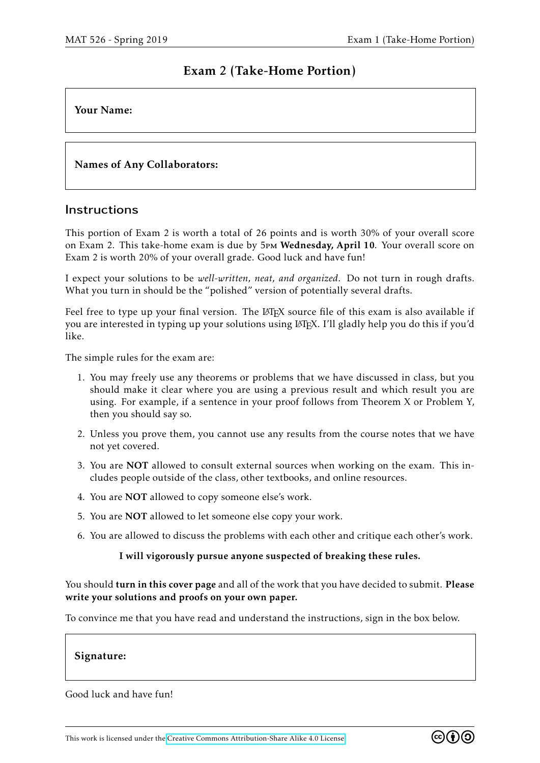# Exam 2 (Take-Home Portion)

**Your Name:**

**Names of Any Collaborators:**

## Instructions

This portion of Exam 2 is worth a total of 26 points and is worth 30% of your overall score on Exam 2. This take-home exam is due by 5PM **Wednesday, April 10**. Your overall score on Exam 2 is worth 20% of your overall grade. Good luck and have fun!

I expect your solutions to be *well-written, neat, and organized*. Do not turn in rough drafts. What you turn in should be the "polished" version of potentially several drafts.

Feel free to type up your final version. The LaTeX source file of this exam is also available if you are interested in typing up your solutions using LaTeX. I'll gladly help you do this if you'd like.

The simple rules for the exam are:

1. You may freely use any theorems or problems that we have discussed in class, but you should make it clear where you are using a previous result and which result you are using. For example, if a sentence in your proof follows from Theorem X or Problem Y, then you should say so.
2. Unless you prove them, you cannot use any results from the course notes that we have not yet covered.
3. You are **NOT** allowed to consult external sources when working on the exam. This includes people outside of the class, other textbooks, and online resources.
4. You are **NOT** allowed to copy someone else's work.
5. You are **NOT** allowed to let someone else copy your work.
6. You are allowed to discuss the problems with each other and critique each other's work.

**I will vigorously pursue anyone suspected of breaking these rules.**

You should **turn in this cover page** and all of the work that you have decided to submit. **Please write your solutions and proofs on your own paper.**

To convince me that you have read and understand the instructions, sign in the box below.

**Signature:**

Good luck and have fun!

This work is licensed under the Creative Commons Attribution-Share Alike 4.0 License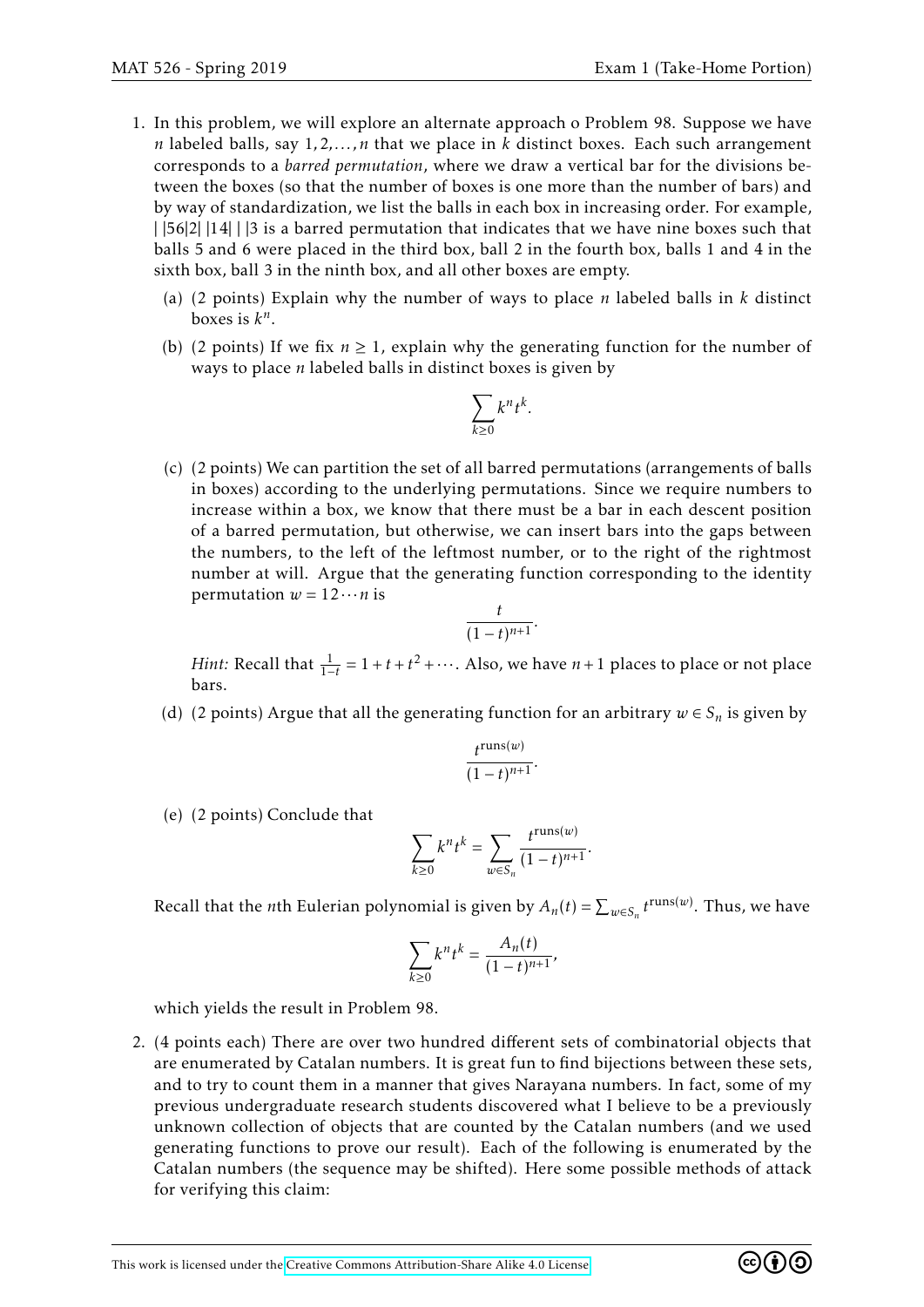1. In this problem, we will explore an alternate approach o Problem 98. Suppose we have $n$ labeled balls, say $1, 2, \ldots, n$ that we place in $k$ distinct boxes. Each such arrangement corresponds to a *barred permutation*, where we draw a vertical bar for the divisions between the boxes (so that the number of boxes is one more than the number of bars) and by way of standardization, we list the balls in each box in increasing order. For example, $| \, |56|2| \, |14| \, | \, |3$ is a barred permutation that indicates that we have nine boxes such that balls 5 and 6 were placed in the third box, ball 2 in the fourth box, balls 1 and 4 in the sixth box, ball 3 in the ninth box, and all other boxes are empty.

   (a) (2 points) Explain why the number of ways to place $n$ labeled balls in $k$ distinct boxes is $k^n$.

   (b) (2 points) If we fix $n \geq 1$, explain why the generating function for the number of ways to place $n$ labeled balls in distinct boxes is given by
   $$\sum_{k \geq 0} k^n t^k.$$

   (c) (2 points) We can partition the set of all barred permutations (arrangements of balls in boxes) according to the underlying permutations. Since we require numbers to increase within a box, we know that there must be a bar in each descent position of a barred permutation, but otherwise, we can insert bars into the gaps between the numbers, to the left of the leftmost number, or to the right of the rightmost number at will. Argue that the generating function corresponding to the identity permutation $w = 12 \cdots n$ is
   $$\frac{t}{(1-t)^{n+1}}.$$
   *Hint:* Recall that $\frac{1}{1-t} = 1 + t + t^2 + \cdots$. Also, we have $n+1$ places to place or not place bars.

   (d) (2 points) Argue that all the generating function for an arbitrary $w \in S_n$ is given by
   $$\frac{t^{\text{runs}(w)}}{(1-t)^{n+1}}.$$

   (e) (2 points) Conclude that
   $$\sum_{k \geq 0} k^n t^k = \sum_{w \in S_n} \frac{t^{\text{runs}(w)}}{(1-t)^{n+1}}.$$

   Recall that the $n$th Eulerian polynomial is given by $A_n(t) = \sum_{w \in S_n} t^{\text{runs}(w)}$. Thus, we have
   $$\sum_{k \geq 0} k^n t^k = \frac{A_n(t)}{(1-t)^{n+1}},$$
   which yields the result in Problem 98.

2. (4 points each) There are over two hundred different sets of combinatorial objects that are enumerated by Catalan numbers. It is great fun to find bijections between these sets, and to try to count them in a manner that gives Narayana numbers. In fact, some of my previous undergraduate research students discovered what I believe to be a previously unknown collection of objects that are counted by the Catalan numbers (and we used generating functions to prove our result). Each of the following is enumerated by the Catalan numbers (the sequence may be shifted). Here some possible methods of attack for verifying this claim: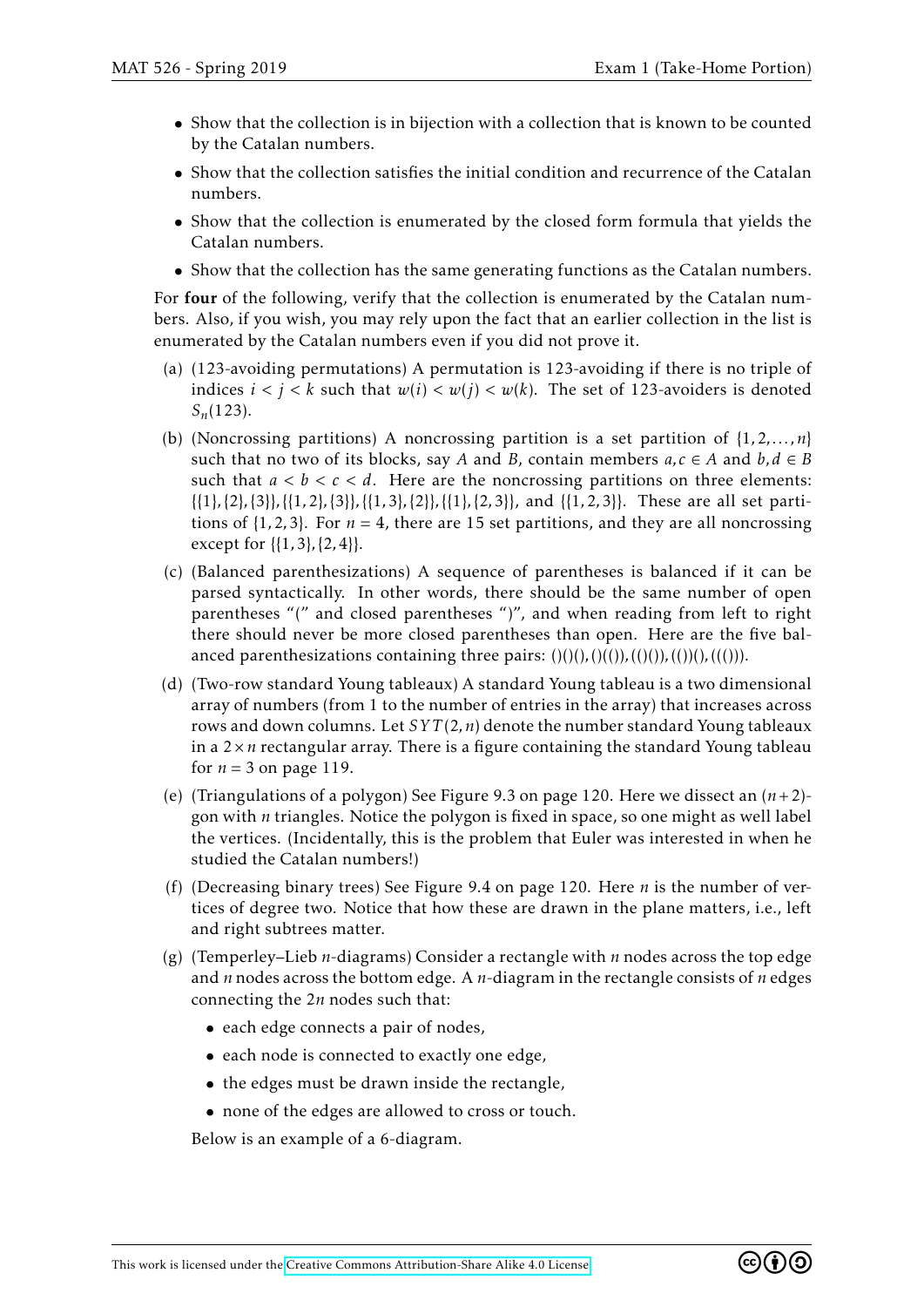- Show that the collection is in bijection with a collection that is known to be counted by the Catalan numbers.
- Show that the collection satisfies the initial condition and recurrence of the Catalan numbers.
- Show that the collection is enumerated by the closed form formula that yields the Catalan numbers.
- Show that the collection has the same generating functions as the Catalan numbers.

For **four** of the following, verify that the collection is enumerated by the Catalan numbers. Also, if you wish, you may rely upon the fact that an earlier collection in the list is enumerated by the Catalan numbers even if you did not prove it.

(a) (123-avoiding permutations) A permutation is 123-avoiding if there is no triple of indices $i < j < k$ such that $w(i) < w(j) < w(k)$. The set of 123-avoiders is denoted $S_n(123)$.

(b) (Noncrossing partitions) A noncrossing partition is a set partition of $\{1, 2, \ldots, n\}$ such that no two of its blocks, say $A$ and $B$, contain members $a, c \in A$ and $b, d \in B$ such that $a < b < c < d$. Here are the noncrossing partitions on three elements: $\{\{1\},\{2\},\{3\}\}, \{\{1,2\},\{3\}\}, \{\{1,3\},\{2\}\}, \{\{1\},\{2,3\}\}$, and $\{\{1,2,3\}\}$. These are all set partitions of $\{1,2,3\}$. For $n = 4$, there are 15 set partitions, and they are all noncrossing except for $\{\{1,3\},\{2,4\}\}$.

(c) (Balanced parenthesizations) A sequence of parentheses is balanced if it can be parsed syntactically. In other words, there should be the same number of open parentheses "(" and closed parentheses ")", and when reading from left to right there should never be more closed parentheses than open. Here are the five balanced parenthesizations containing three pairs: ()()(), ()(()), (()()), (())(), ((())).

(d) (Two-row standard Young tableaux) A standard Young tableau is a two dimensional array of numbers (from 1 to the number of entries in the array) that increases across rows and down columns. Let $SYT(2,n)$ denote the number standard Young tableaux in a $2 \times n$ rectangular array. There is a figure containing the standard Young tableau for $n = 3$ on page 119.

(e) (Triangulations of a polygon) See Figure 9.3 on page 120. Here we dissect an $(n+2)$-gon with $n$ triangles. Notice the polygon is fixed in space, so one might as well label the vertices. (Incidentally, this is the problem that Euler was interested in when he studied the Catalan numbers!)

(f) (Decreasing binary trees) See Figure 9.4 on page 120. Here $n$ is the number of vertices of degree two. Notice that how these are drawn in the plane matters, i.e., left and right subtrees matter.

(g) (Temperley–Lieb $n$-diagrams) Consider a rectangle with $n$ nodes across the top edge and $n$ nodes across the bottom edge. A $n$-diagram in the rectangle consists of $n$ edges connecting the $2n$ nodes such that:

- each edge connects a pair of nodes,
- each node is connected to exactly one edge,
- the edges must be drawn inside the rectangle,
- none of the edges are allowed to cross or touch.

Below is an example of a 6-diagram.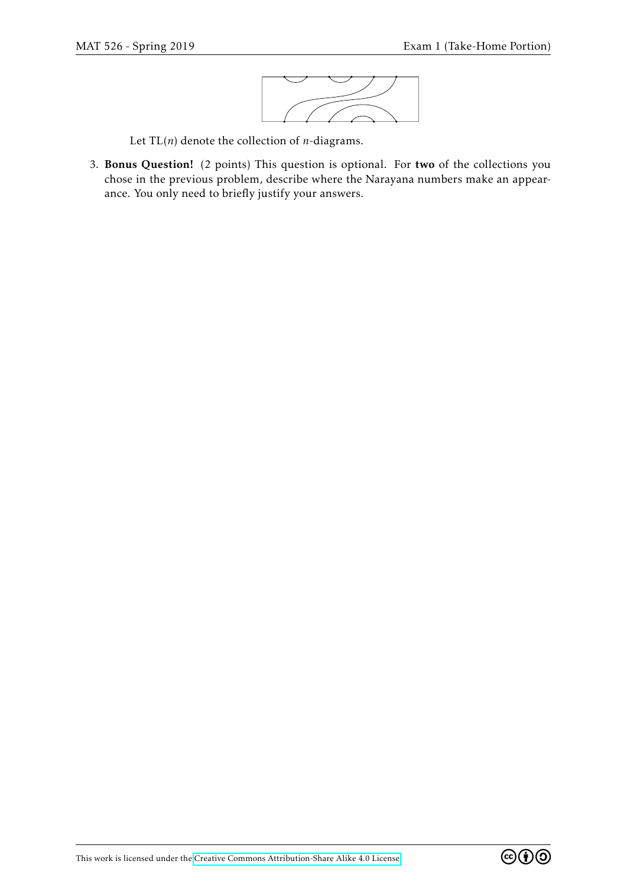Let $\text{TL}(n)$ denote the collection of $n$-diagrams.

3. **Bonus Question!** (2 points) This question is optional. For **two** of the collections you chose in the previous problem, describe where the Narayana numbers make an appearance. You only need to briefly justify your answers.